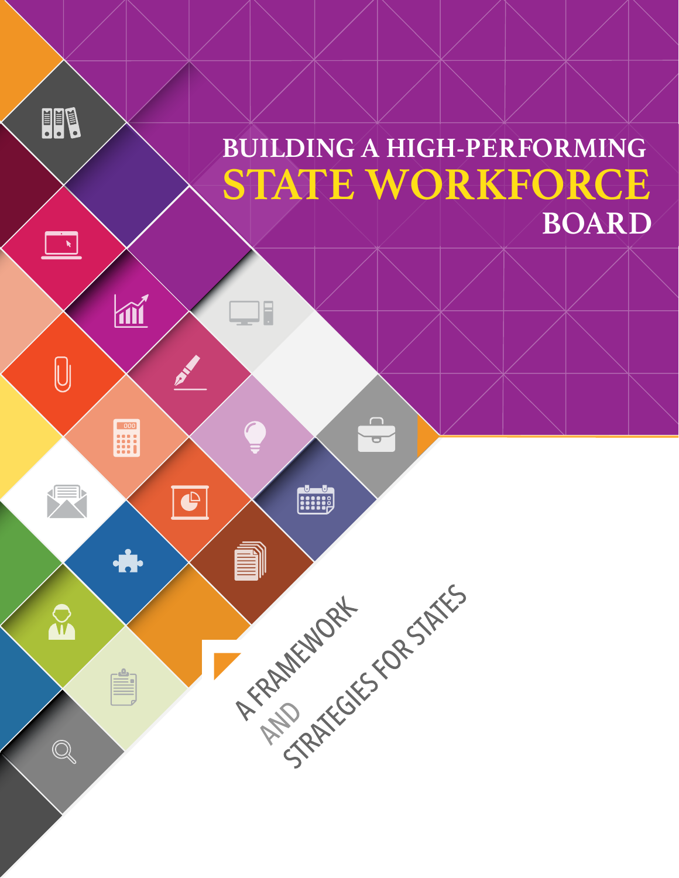# BUILDING A HIGH-PERFORMING STATE WORKFORCE BOARD

## A FRAMEWORK AND STRATEGIES FOR STATES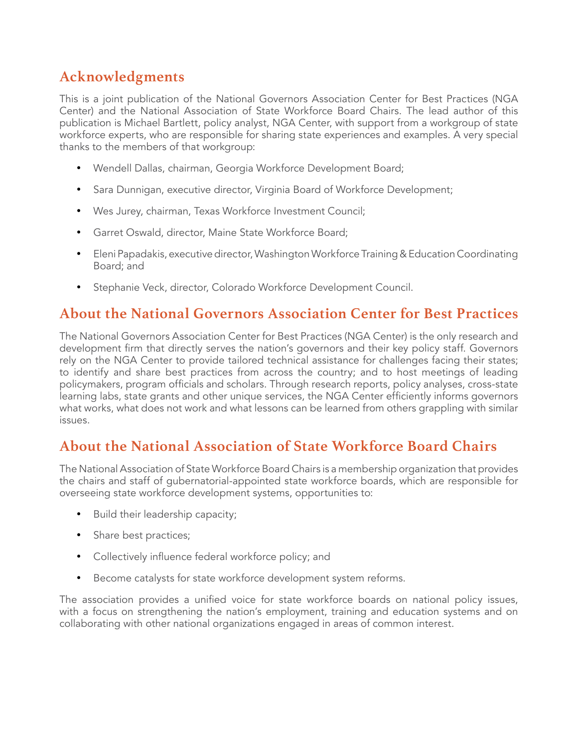## Acknowledgments

This is a joint publication of the National Governors Association Center for Best Practices (NGA Center) and the National Association of State Workforce Board Chairs. The lead author of this publication is Michael Bartlett, policy analyst, NGA Center, with support from a workgroup of state workforce experts, who are responsible for sharing state experiences and examples. A very special thanks to the members of that workgroup:

- Wendell Dallas, chairman, Georgia Workforce Development Board;
- Sara Dunnigan, executive director, Virginia Board of Workforce Development;
- Wes Jurey, chairman, Texas Workforce Investment Council;
- Garret Oswald, director, Maine State Workforce Board;
- Eleni Papadakis, executive director, Washington Workforce Training & Education Coordinating Board; and
- Stephanie Veck, director, Colorado Workforce Development Council.

## About the National Governors Association Center for Best Practices

The National Governors Association Center for Best Practices (NGA Center) is the only research and development firm that directly serves the nation's governors and their key policy staff. Governors rely on the NGA Center to provide tailored technical assistance for challenges facing their states; to identify and share best practices from across the country; and to host meetings of leading policymakers, program officials and scholars. Through research reports, policy analyses, cross-state learning labs, state grants and other unique services, the NGA Center efficiently informs governors what works, what does not work and what lessons can be learned from others grappling with similar issues.

## About the National Association of State Workforce Board Chairs

The National Association of State Workforce Board Chairs is a membership organization that provides the chairs and staff of gubernatorial-appointed state workforce boards, which are responsible for overseeing state workforce development systems, opportunities to:

- Build their leadership capacity;
- Share best practices;
- Collectively influence federal workforce policy; and
- Become catalysts for state workforce development system reforms.

The association provides a unified voice for state workforce boards on national policy issues, with a focus on strengthening the nation's employment, training and education systems and on collaborating with other national organizations engaged in areas of common interest.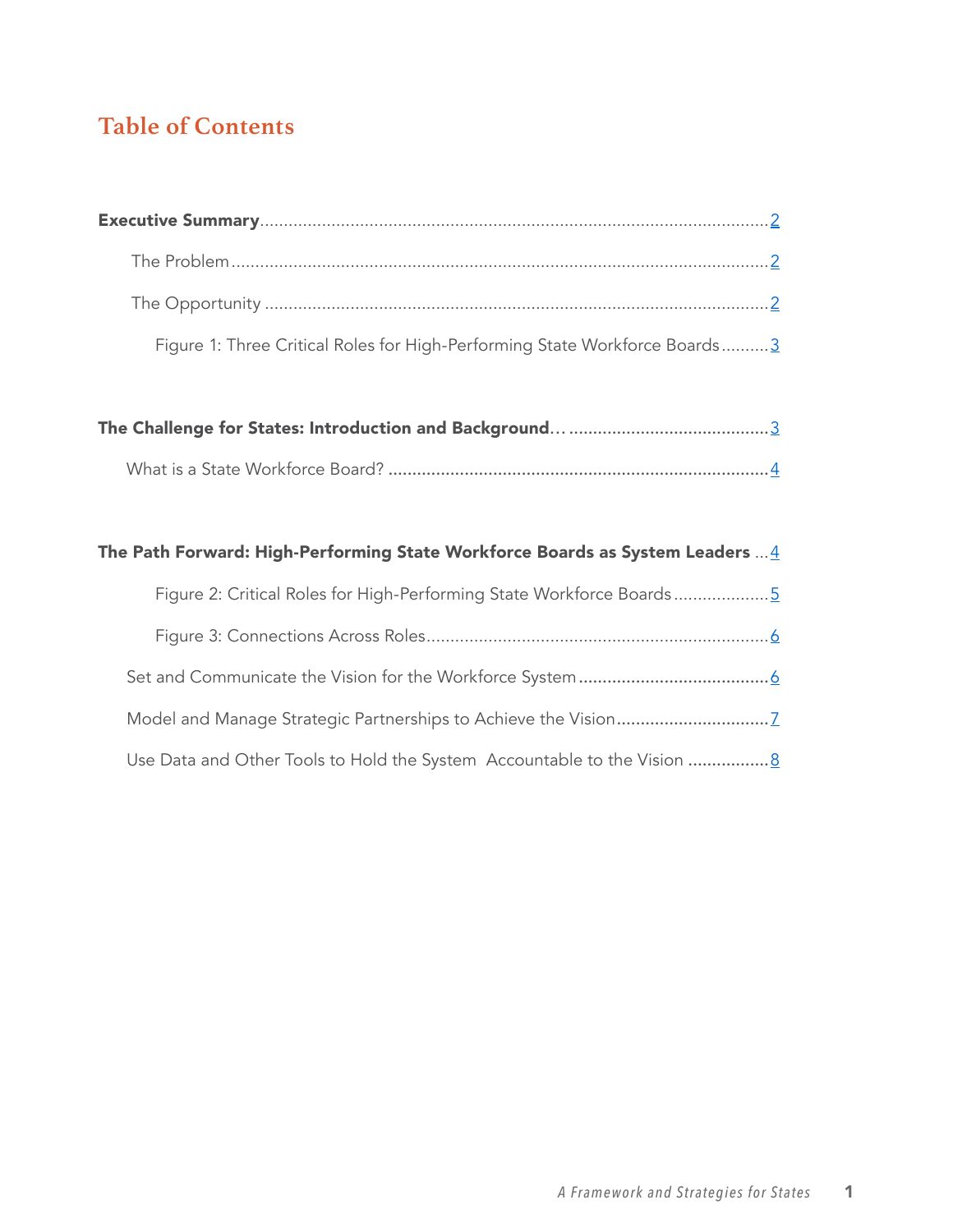# Table of Contents

**Executive Summary** ........................................ 2

The Problem ........................................ 2

The Opportunity ........................................ 2

Figure 1: Three Critical Roles for High-Performing State Workforce Boards .......... 3

**The Challenge for States: Introduction and Background**… ........................................ 3

What is a State Workforce Board? ........................................ 4

**The Path Forward: High-Performing State Workforce Boards as System Leaders** ... 4

Figure 2: Critical Roles for High-Performing State Workforce Boards .................... 5

Figure 3: Connections Across Roles ........................................ 6

Set and Communicate the Vision for the Workforce System ........................................ 6

Model and Manage Strategic Partnerships to Achieve the Vision ................................ 7

Use Data and Other Tools to Hold the System Accountable to the Vision ................. 8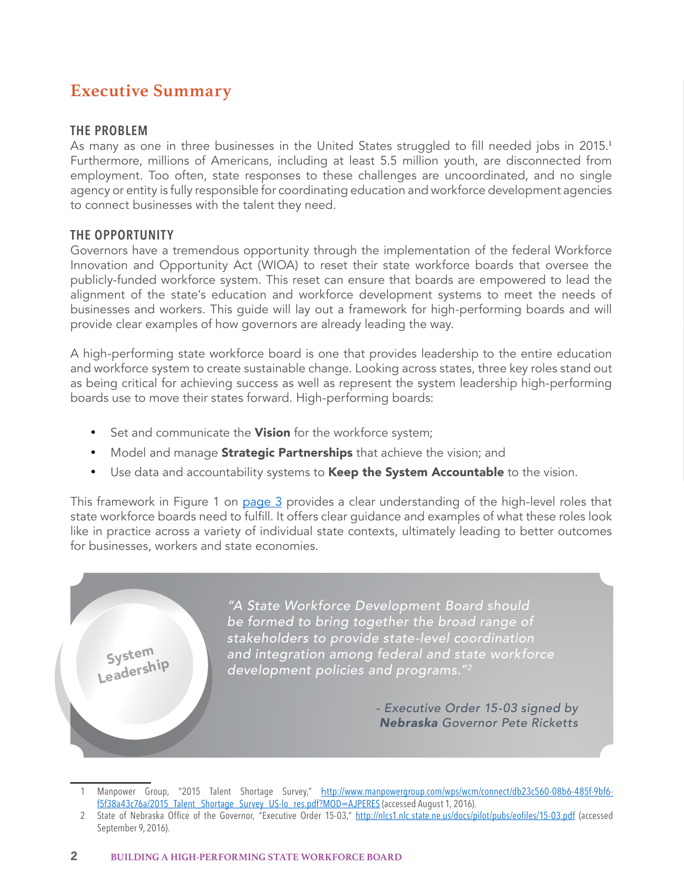## Executive Summary

### THE PROBLEM

As many as one in three businesses in the United States struggled to fill needed jobs in 2015.[1] Furthermore, millions of Americans, including at least 5.5 million youth, are disconnected from employment. Too often, state responses to these challenges are uncoordinated, and no single agency or entity is fully responsible for coordinating education and workforce development agencies to connect businesses with the talent they need.

### THE OPPORTUNITY

Governors have a tremendous opportunity through the implementation of the federal Workforce Innovation and Opportunity Act (WIOA) to reset their state workforce boards that oversee the publicly-funded workforce system. This reset can ensure that boards are empowered to lead the alignment of the state's education and workforce development systems to meet the needs of businesses and workers. This guide will lay out a framework for high-performing boards and will provide clear examples of how governors are already leading the way.

A high-performing state workforce board is one that provides leadership to the entire education and workforce system to create sustainable change. Looking across states, three key roles stand out as being critical for achieving success as well as represent the system leadership high-performing boards use to move their states forward. High-performing boards:

- Set and communicate the **Vision** for the workforce system;
- Model and manage **Strategic Partnerships** that achieve the vision; and
- Use data and accountability systems to **Keep the System Accountable** to the vision.

This framework in Figure 1 on page 3 provides a clear understanding of the high-level roles that state workforce boards need to fulfill. It offers clear guidance and examples of what these roles look like in practice across a variety of individual state contexts, ultimately leading to better outcomes for businesses, workers and state economies.

System Leadership

*"A State Workforce Development Board should be formed to bring together the broad range of stakeholders to provide state-level coordination and integration among federal and state workforce development policies and programs."[2]*

*- Executive Order 15-03 signed by **Nebraska** Governor Pete Ricketts*

---

1 Manpower Group, "2015 Talent Shortage Survey," http://www.manpowergroup.com/wps/wcm/connect/db23c560-08b6-485f-9bf6-f5f38a43c76a/2015_Talent_Shortage_Survey_US-lo_res.pdf?MOD=AJPERES (accessed August 1, 2016).

2 State of Nebraska Office of the Governor, "Executive Order 15-03," http://nlcs1.nlc.state.ne.us/docs/pilot/pubs/eofiles/15-03.pdf (accessed September 9, 2016).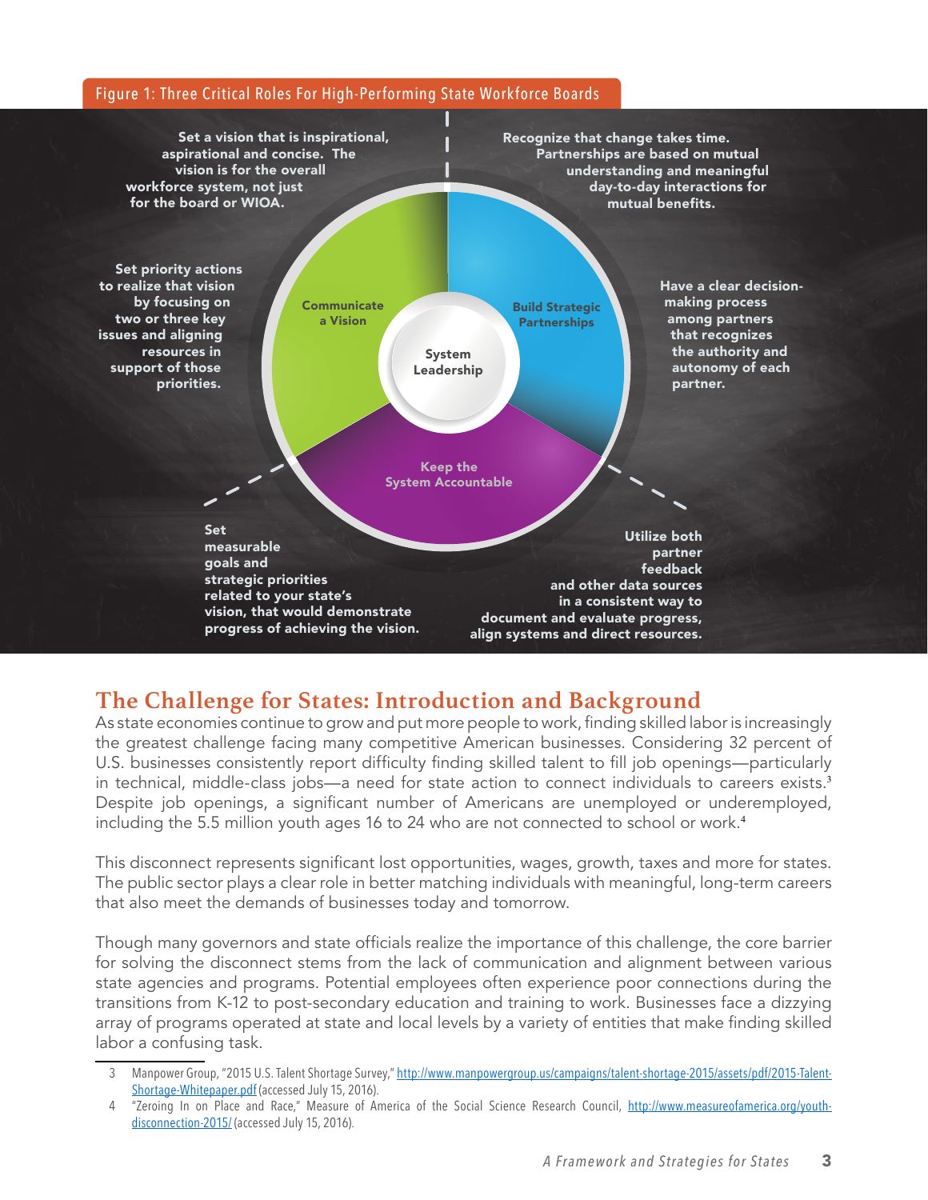Figure 1: Three Critical Roles For High-Performing State Workforce Boards

**System Leadership**

**Communicate a Vision**

Set a vision that is inspirational, aspirational and concise. The vision is for the overall workforce system, not just for the board or WIOA.

Set priority actions to realize that vision by focusing on two or three key issues and aligning resources in support of those priorities.

**Build Strategic Partnerships**

Recognize that change takes time. Partnerships are based on mutual understanding and meaningful day-to-day interactions for mutual benefits.

Have a clear decision-making process among partners that recognizes the authority and autonomy of each partner.

**Keep the System Accountable**

Set measurable goals and strategic priorities related to your state's vision, that would demonstrate progress of achieving the vision.

Utilize both partner feedback and other data sources in a consistent way to document and evaluate progress, align systems and direct resources.

## The Challenge for States: Introduction and Background

As state economies continue to grow and put more people to work, finding skilled labor is increasingly the greatest challenge facing many competitive American businesses. Considering 32 percent of U.S. businesses consistently report difficulty finding skilled talent to fill job openings—particularly in technical, middle-class jobs—a need for state action to connect individuals to careers exists.[3] Despite job openings, a significant number of Americans are unemployed or underemployed, including the 5.5 million youth ages 16 to 24 who are not connected to school or work.[4]

This disconnect represents significant lost opportunities, wages, growth, taxes and more for states. The public sector plays a clear role in better matching individuals with meaningful, long-term careers that also meet the demands of businesses today and tomorrow.

Though many governors and state officials realize the importance of this challenge, the core barrier for solving the disconnect stems from the lack of communication and alignment between various state agencies and programs. Potential employees often experience poor connections during the transitions from K-12 to post-secondary education and training to work. Businesses face a dizzying array of programs operated at state and local levels by a variety of entities that make finding skilled labor a confusing task.

---

3 Manpower Group, "2015 U.S. Talent Shortage Survey," http://www.manpowergroup.us/campaigns/talent-shortage-2015/assets/pdf/2015-Talent-Shortage-Whitepaper.pdf (accessed July 15, 2016).

4 "Zeroing In on Place and Race," Measure of America of the Social Science Research Council, http://www.measureofamerica.org/youth-disconnection-2015/ (accessed July 15, 2016).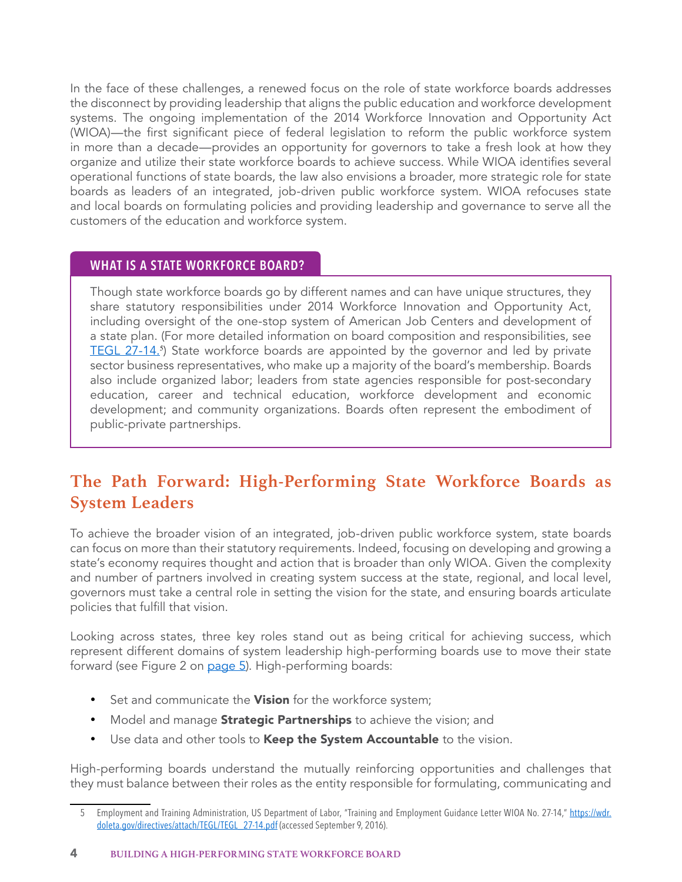In the face of these challenges, a renewed focus on the role of state workforce boards addresses the disconnect by providing leadership that aligns the public education and workforce development systems. The ongoing implementation of the 2014 Workforce Innovation and Opportunity Act (WIOA)—the first significant piece of federal legislation to reform the public workforce system in more than a decade—provides an opportunity for governors to take a fresh look at how they organize and utilize their state workforce boards to achieve success. While WIOA identifies several operational functions of state boards, the law also envisions a broader, more strategic role for state boards as leaders of an integrated, job-driven public workforce system. WIOA refocuses state and local boards on formulating policies and providing leadership and governance to serve all the customers of the education and workforce system.

### WHAT IS A STATE WORKFORCE BOARD?

Though state workforce boards go by different names and can have unique structures, they share statutory responsibilities under 2014 Workforce Innovation and Opportunity Act, including oversight of the one-stop system of American Job Centers and development of a state plan. (For more detailed information on board composition and responsibilities, see TEGL 27-14.[5]) State workforce boards are appointed by the governor and led by private sector business representatives, who make up a majority of the board's membership. Boards also include organized labor; leaders from state agencies responsible for post-secondary education, career and technical education, workforce development and economic development; and community organizations. Boards often represent the embodiment of public-private partnerships.

## The Path Forward: High-Performing State Workforce Boards as System Leaders

To achieve the broader vision of an integrated, job-driven public workforce system, state boards can focus on more than their statutory requirements. Indeed, focusing on developing and growing a state's economy requires thought and action that is broader than only WIOA. Given the complexity and number of partners involved in creating system success at the state, regional, and local level, governors must take a central role in setting the vision for the state, and ensuring boards articulate policies that fulfill that vision.

Looking across states, three key roles stand out as being critical for achieving success, which represent different domains of system leadership high-performing boards use to move their state forward (see Figure 2 on page 5). High-performing boards:

- Set and communicate the **Vision** for the workforce system;
- Model and manage **Strategic Partnerships** to achieve the vision; and
- Use data and other tools to **Keep the System Accountable** to the vision.

High-performing boards understand the mutually reinforcing opportunities and challenges that they must balance between their roles as the entity responsible for formulating, communicating and

---

5 Employment and Training Administration, US Department of Labor, "Training and Employment Guidance Letter WIOA No. 27-14," https://wdr.doleta.gov/directives/attach/TEGL/TEGL_27-14.pdf (accessed September 9, 2016).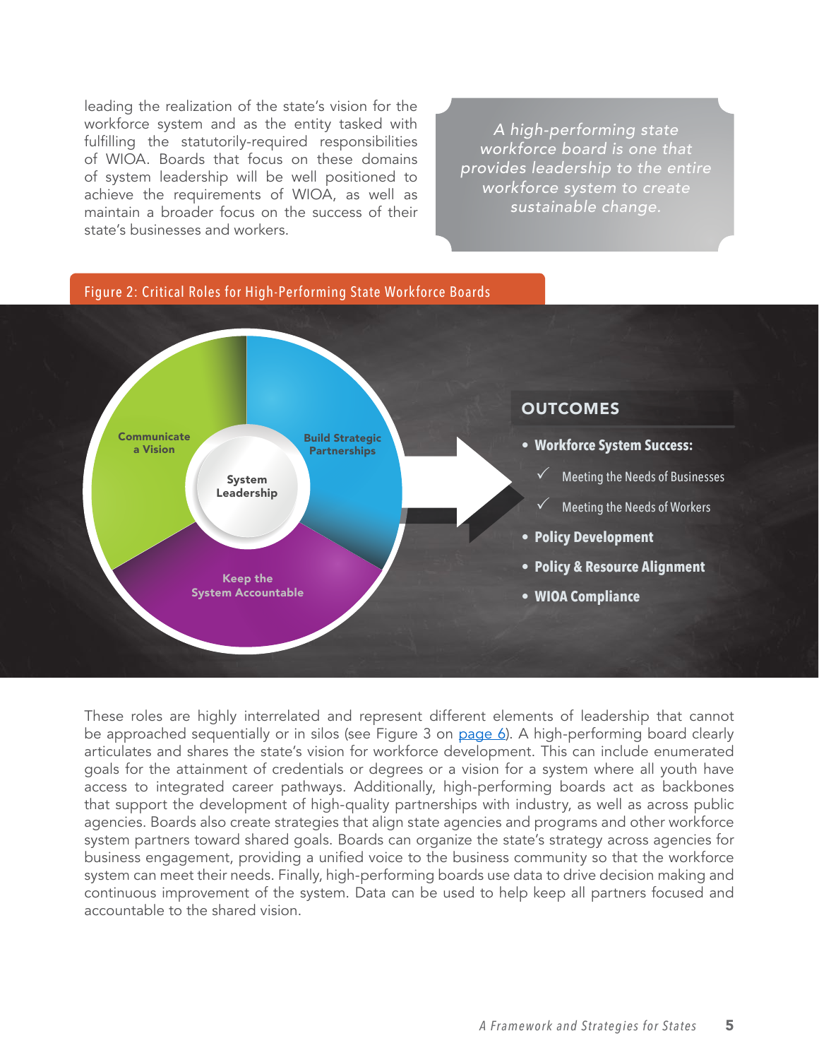leading the realization of the state's vision for the workforce system and as the entity tasked with fulfilling the statutorily-required responsibilities of WIOA. Boards that focus on these domains of system leadership will be well positioned to achieve the requirements of WIOA, as well as maintain a broader focus on the success of their state's businesses and workers.

> *A high-performing state workforce board is one that provides leadership to the entire workforce system to create sustainable change.*

**Figure 2: Critical Roles for High-Performing State Workforce Boards**

System Leadership

- Communicate a Vision
- Build Strategic Partnerships
- Keep the System Accountable

**OUTCOMES**

- **Workforce System Success:**
  - ✓ Meeting the Needs of Businesses
  - ✓ Meeting the Needs of Workers
- **Policy Development**
- **Policy & Resource Alignment**
- **WIOA Compliance**

These roles are highly interrelated and represent different elements of leadership that cannot be approached sequentially or in silos (see Figure 3 on page 6). A high-performing board clearly articulates and shares the state's vision for workforce development. This can include enumerated goals for the attainment of credentials or degrees or a vision for a system where all youth have access to integrated career pathways. Additionally, high-performing boards act as backbones that support the development of high-quality partnerships with industry, as well as across public agencies. Boards also create strategies that align state agencies and programs and other workforce system partners toward shared goals. Boards can organize the state's strategy across agencies for business engagement, providing a unified voice to the business community so that the workforce system can meet their needs. Finally, high-performing boards use data to drive decision making and continuous improvement of the system. Data can be used to help keep all partners focused and accountable to the shared vision.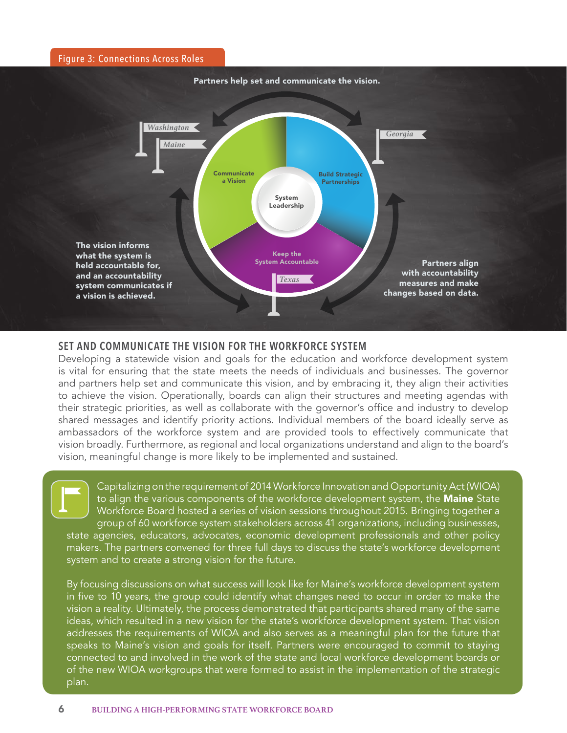Figure 3: Connections Across Roles

Partners help set and communicate the vision.

Washington

Maine

Georgia

Communicate a Vision

Build Strategic Partnerships

System Leadership

Keep the System Accountable

Texas

The vision informs what the system is held accountable for, and an accountability system communicates if a vision is achieved.

Partners align with accountability measures and make changes based on data.

## SET AND COMMUNICATE THE VISION FOR THE WORKFORCE SYSTEM

Developing a statewide vision and goals for the education and workforce development system is vital for ensuring that the state meets the needs of individuals and businesses. The governor and partners help set and communicate this vision, and by embracing it, they align their activities to achieve the vision. Operationally, boards can align their structures and meeting agendas with their strategic priorities, as well as collaborate with the governor's office and industry to develop shared messages and identify priority actions. Individual members of the board ideally serve as ambassadors of the workforce system and are provided tools to effectively communicate that vision broadly. Furthermore, as regional and local organizations understand and align to the board's vision, meaningful change is more likely to be implemented and sustained.

Capitalizing on the requirement of 2014 Workforce Innovation and Opportunity Act (WIOA) to align the various components of the workforce development system, the **Maine** State Workforce Board hosted a series of vision sessions throughout 2015. Bringing together a group of 60 workforce system stakeholders across 41 organizations, including businesses, state agencies, educators, advocates, economic development professionals and other policy makers. The partners convened for three full days to discuss the state's workforce development system and to create a strong vision for the future.

By focusing discussions on what success will look like for Maine's workforce development system in five to 10 years, the group could identify what changes need to occur in order to make the vision a reality. Ultimately, the process demonstrated that participants shared many of the same ideas, which resulted in a new vision for the state's workforce development system. That vision addresses the requirements of WIOA and also serves as a meaningful plan for the future that speaks to Maine's vision and goals for itself. Partners were encouraged to commit to staying connected to and involved in the work of the state and local workforce development boards or of the new WIOA workgroups that were formed to assist in the implementation of the strategic plan.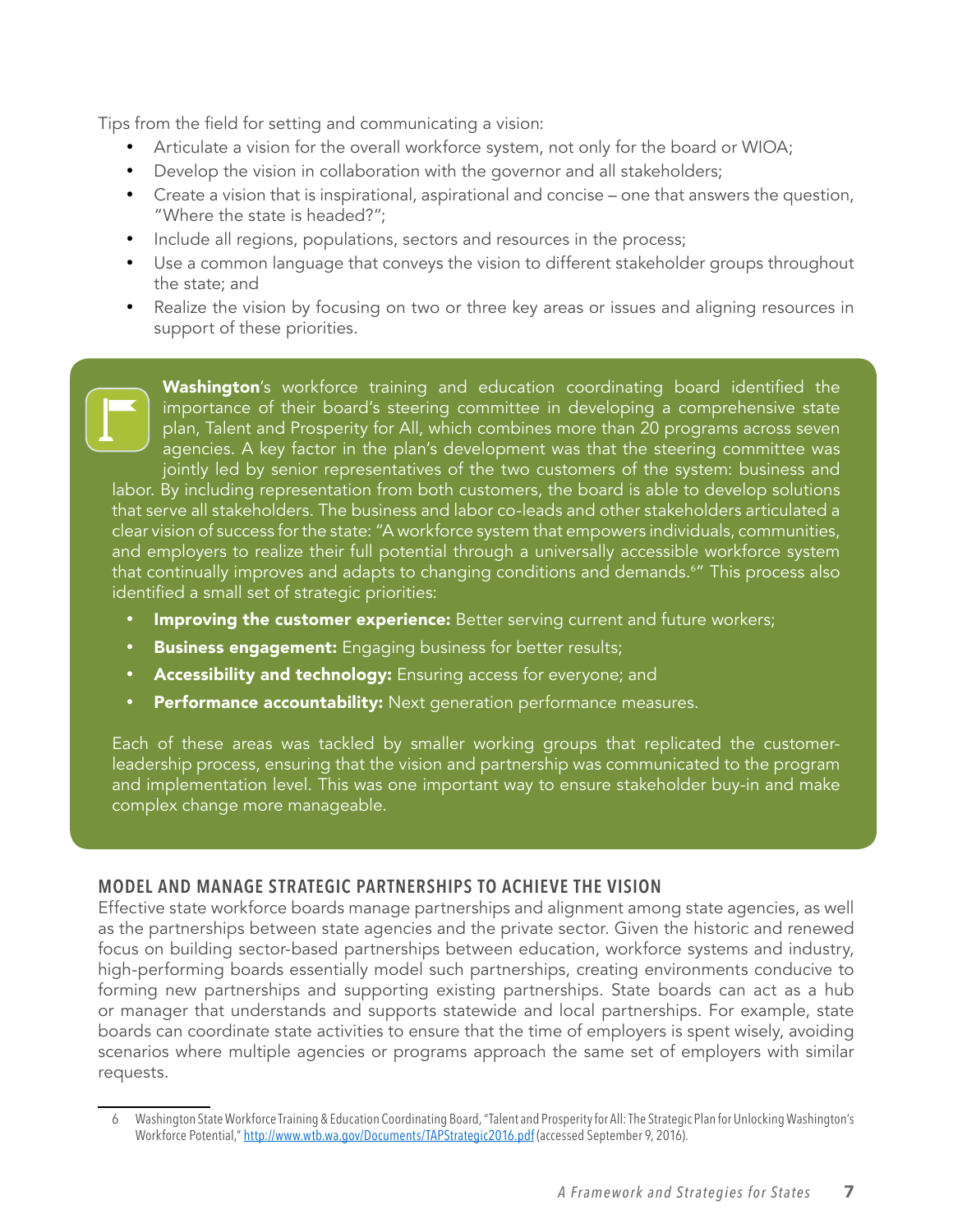Tips from the field for setting and communicating a vision:

- Articulate a vision for the overall workforce system, not only for the board or WIOA;
- Develop the vision in collaboration with the governor and all stakeholders;
- Create a vision that is inspirational, aspirational and concise – one that answers the question, "Where the state is headed?";
- Include all regions, populations, sectors and resources in the process;
- Use a common language that conveys the vision to different stakeholder groups throughout the state; and
- Realize the vision by focusing on two or three key areas or issues and aligning resources in support of these priorities.

**Washington**'s workforce training and education coordinating board identified the importance of their board's steering committee in developing a comprehensive state plan, Talent and Prosperity for All, which combines more than 20 programs across seven agencies. A key factor in the plan's development was that the steering committee was jointly led by senior representatives of the two customers of the system: business and labor. By including representation from both customers, the board is able to develop solutions that serve all stakeholders. The business and labor co-leads and other stakeholders articulated a clear vision of success for the state: "A workforce system that empowers individuals, communities, and employers to realize their full potential through a universally accessible workforce system that continually improves and adapts to changing conditions and demands.[6]" This process also identified a small set of strategic priorities:

- **Improving the customer experience:** Better serving current and future workers;
- **Business engagement:** Engaging business for better results;
- **Accessibility and technology:** Ensuring access for everyone; and
- **Performance accountability:** Next generation performance measures.

Each of these areas was tackled by smaller working groups that replicated the customer-leadership process, ensuring that the vision and partnership was communicated to the program and implementation level. This was one important way to ensure stakeholder buy-in and make complex change more manageable.

## MODEL AND MANAGE STRATEGIC PARTNERSHIPS TO ACHIEVE THE VISION

Effective state workforce boards manage partnerships and alignment among state agencies, as well as the partnerships between state agencies and the private sector. Given the historic and renewed focus on building sector-based partnerships between education, workforce systems and industry, high-performing boards essentially model such partnerships, creating environments conducive to forming new partnerships and supporting existing partnerships. State boards can act as a hub or manager that understands and supports statewide and local partnerships. For example, state boards can coordinate state activities to ensure that the time of employers is spent wisely, avoiding scenarios where multiple agencies or programs approach the same set of employers with similar requests.

6 Washington State Workforce Training & Education Coordinating Board, "Talent and Prosperity for All: The Strategic Plan for Unlocking Washington's Workforce Potential," http://www.wtb.wa.gov/Documents/TAPStrategic2016.pdf (accessed September 9, 2016).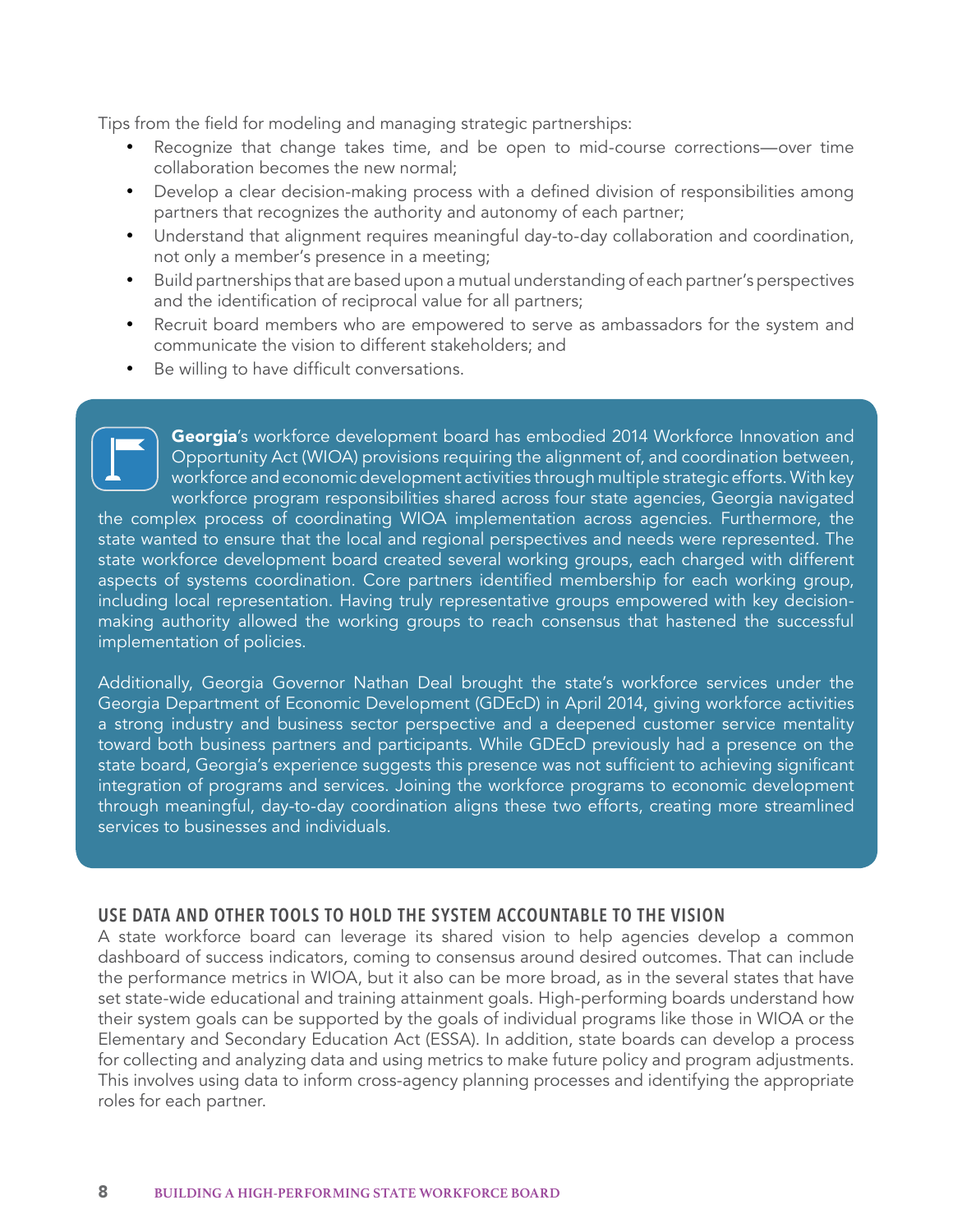Tips from the field for modeling and managing strategic partnerships:

- Recognize that change takes time, and be open to mid-course corrections—over time collaboration becomes the new normal;
- Develop a clear decision-making process with a defined division of responsibilities among partners that recognizes the authority and autonomy of each partner;
- Understand that alignment requires meaningful day-to-day collaboration and coordination, not only a member's presence in a meeting;
- Build partnerships that are based upon a mutual understanding of each partner's perspectives and the identification of reciprocal value for all partners;
- Recruit board members who are empowered to serve as ambassadors for the system and communicate the vision to different stakeholders; and
- Be willing to have difficult conversations.

**Georgia**'s workforce development board has embodied 2014 Workforce Innovation and Opportunity Act (WIOA) provisions requiring the alignment of, and coordination between, workforce and economic development activities through multiple strategic efforts. With key workforce program responsibilities shared across four state agencies, Georgia navigated the complex process of coordinating WIOA implementation across agencies. Furthermore, the state wanted to ensure that the local and regional perspectives and needs were represented. The state workforce development board created several working groups, each charged with different aspects of systems coordination. Core partners identified membership for each working group, including local representation. Having truly representative groups empowered with key decision-making authority allowed the working groups to reach consensus that hastened the successful implementation of policies.

Additionally, Georgia Governor Nathan Deal brought the state's workforce services under the Georgia Department of Economic Development (GDEcD) in April 2014, giving workforce activities a strong industry and business sector perspective and a deepened customer service mentality toward both business partners and participants. While GDEcD previously had a presence on the state board, Georgia's experience suggests this presence was not sufficient to achieving significant integration of programs and services. Joining the workforce programs to economic development through meaningful, day-to-day coordination aligns these two efforts, creating more streamlined services to businesses and individuals.

## USE DATA AND OTHER TOOLS TO HOLD THE SYSTEM ACCOUNTABLE TO THE VISION

A state workforce board can leverage its shared vision to help agencies develop a common dashboard of success indicators, coming to consensus around desired outcomes. That can include the performance metrics in WIOA, but it also can be more broad, as in the several states that have set state-wide educational and training attainment goals. High-performing boards understand how their system goals can be supported by the goals of individual programs like those in WIOA or the Elementary and Secondary Education Act (ESSA). In addition, state boards can develop a process for collecting and analyzing data and using metrics to make future policy and program adjustments. This involves using data to inform cross-agency planning processes and identifying the appropriate roles for each partner.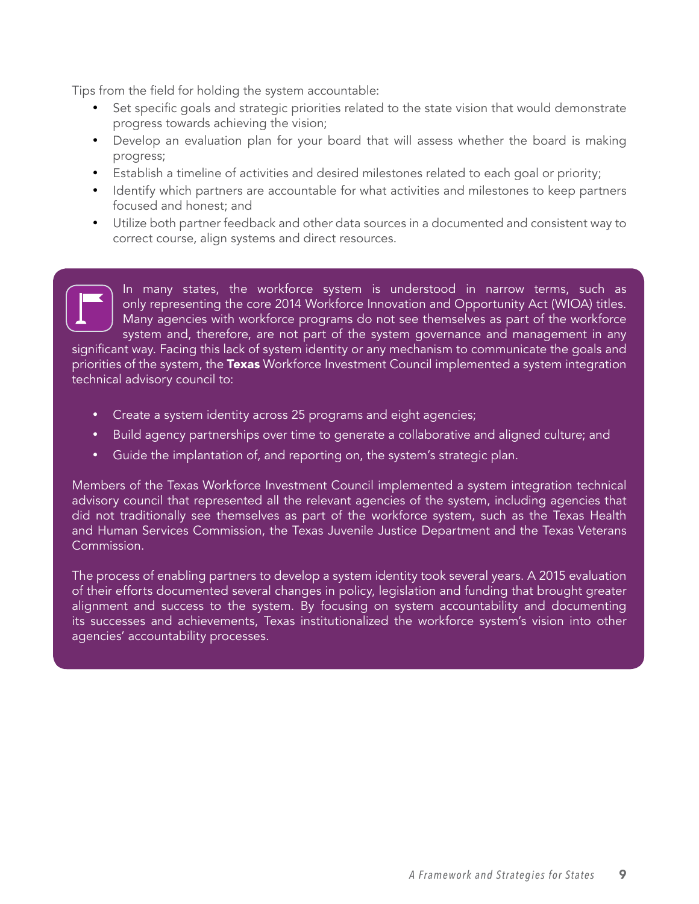Tips from the field for holding the system accountable:

- Set specific goals and strategic priorities related to the state vision that would demonstrate progress towards achieving the vision;
- Develop an evaluation plan for your board that will assess whether the board is making progress;
- Establish a timeline of activities and desired milestones related to each goal or priority;
- Identify which partners are accountable for what activities and milestones to keep partners focused and honest; and
- Utilize both partner feedback and other data sources in a documented and consistent way to correct course, align systems and direct resources.

In many states, the workforce system is understood in narrow terms, such as only representing the core 2014 Workforce Innovation and Opportunity Act (WIOA) titles. Many agencies with workforce programs do not see themselves as part of the workforce system and, therefore, are not part of the system governance and management in any significant way. Facing this lack of system identity or any mechanism to communicate the goals and priorities of the system, the **Texas** Workforce Investment Council implemented a system integration technical advisory council to:

- Create a system identity across 25 programs and eight agencies;
- Build agency partnerships over time to generate a collaborative and aligned culture; and
- Guide the implantation of, and reporting on, the system's strategic plan.

Members of the Texas Workforce Investment Council implemented a system integration technical advisory council that represented all the relevant agencies of the system, including agencies that did not traditionally see themselves as part of the workforce system, such as the Texas Health and Human Services Commission, the Texas Juvenile Justice Department and the Texas Veterans Commission.

The process of enabling partners to develop a system identity took several years. A 2015 evaluation of their efforts documented several changes in policy, legislation and funding that brought greater alignment and success to the system. By focusing on system accountability and documenting its successes and achievements, Texas institutionalized the workforce system's vision into other agencies' accountability processes.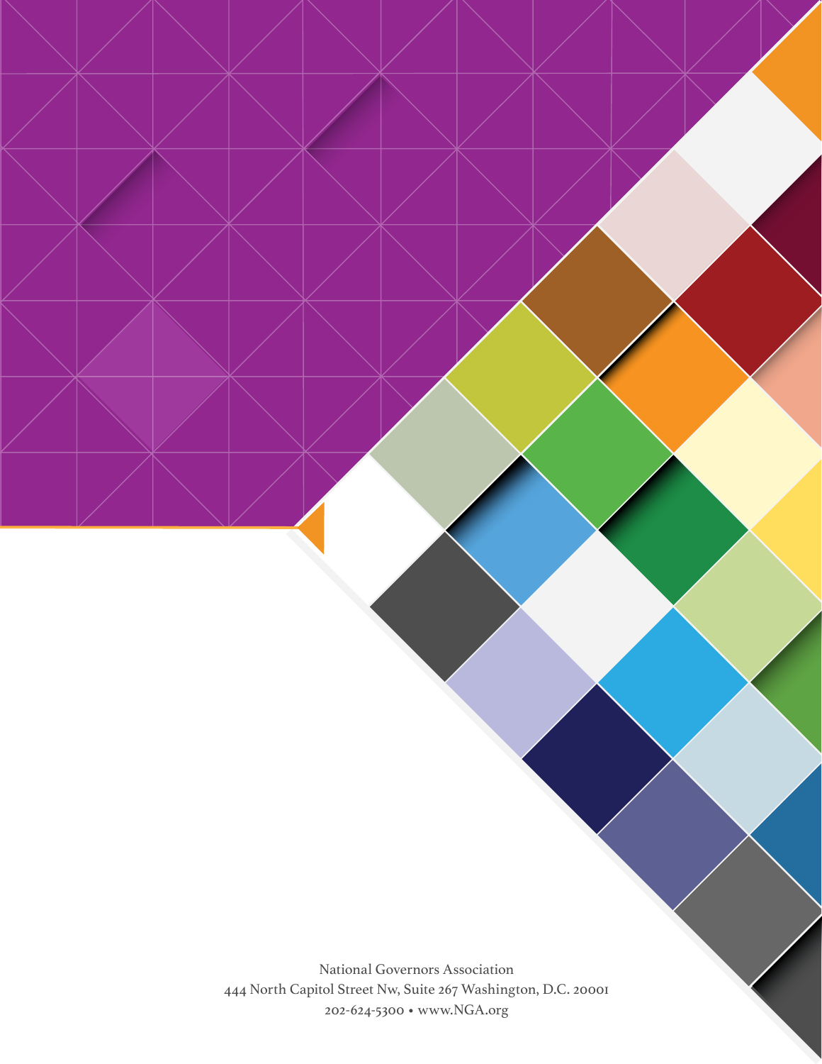National Governors Association
444 North Capitol Street Nw, Suite 267 Washington, D.C. 20001
202-624-5300 • www.NGA.org